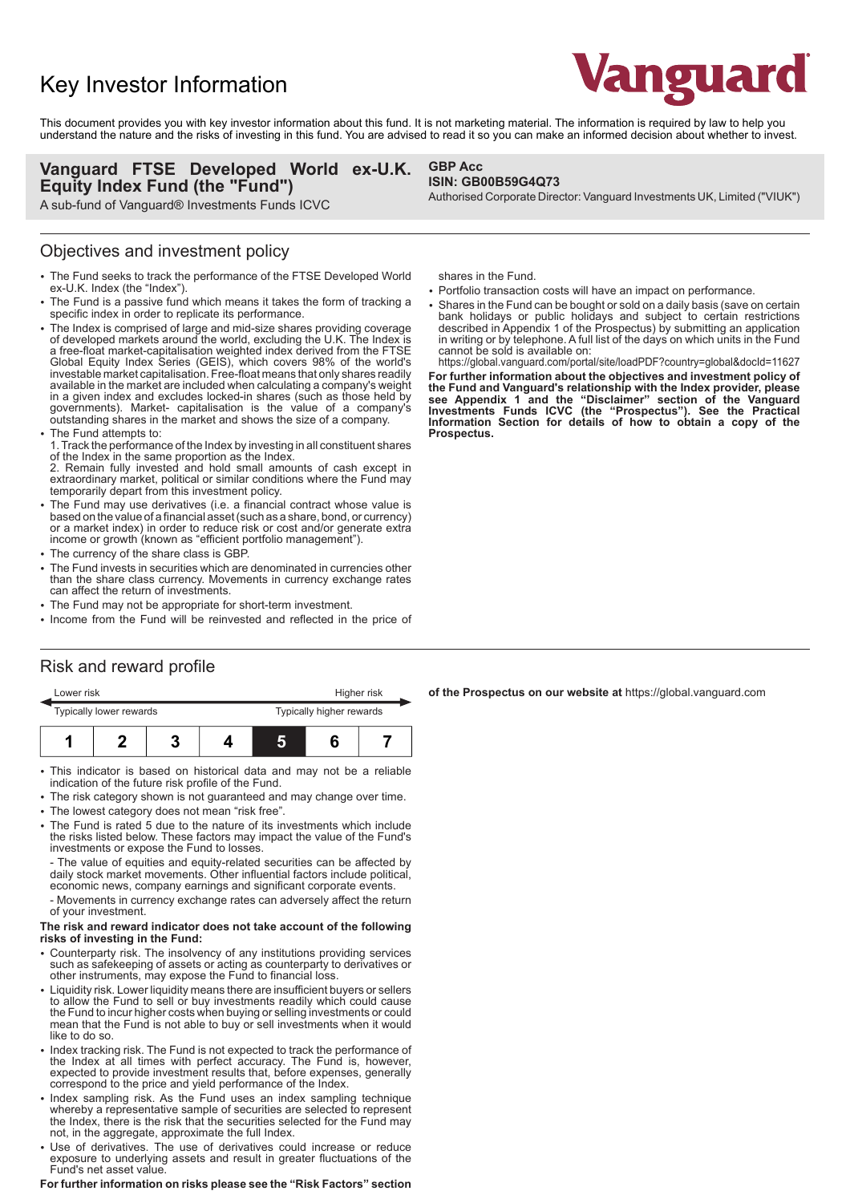# Key Investor Information

This document provides you with key investor information about this fund. It is not marketing material. The information is required by law to help you understand the nature and the risks of investing in this fund. You are advised to read it so you can make an informed decision about whether to invest.

**Vanguard FTSE Developed World ex-U.K. Equity Index Fund (the "Fund")**
A sub-fund of Vanguard® Investments Funds ICVC

**GBP Acc**
**ISIN: GB00B59G4Q73**
Authorised Corporate Director: Vanguard Investments UK, Limited ("VIUK")

## Objectives and investment policy

- The Fund seeks to track the performance of the FTSE Developed World ex-U.K. Index (the "Index").
- The Fund is a passive fund which means it takes the form of tracking a specific index in order to replicate its performance.
- The Index is comprised of large and mid-size shares providing coverage of developed markets around the world, excluding the U.K. The Index is a free-float market-capitalisation weighted index derived from the FTSE Global Equity Index Series (GEIS), which covers 98% of the world's investable market capitalisation. Free-float means that only shares readily available in the market are included when calculating a company's weight in a given index and excludes locked-in shares (such as those held by governments). Market- capitalisation is the value of a company's outstanding shares in the market and shows the size of a company.
- The Fund attempts to:
  1. Track the performance of the Index by investing in all constituent shares of the Index in the same proportion as the Index.
  2. Remain fully invested and hold small amounts of cash except in extraordinary market, political or similar conditions where the Fund may temporarily depart from this investment policy.
- The Fund may use derivatives (i.e. a financial contract whose value is based on the value of a financial asset (such as a share, bond, or currency) or a market index) in order to reduce risk or cost and/or generate extra income or growth (known as "efficient portfolio management").
- The currency of the share class is GBP.
- The Fund invests in securities which are denominated in currencies other than the share class currency. Movements in currency exchange rates can affect the return of investments.
- The Fund may not be appropriate for short-term investment.
- Income from the Fund will be reinvested and reflected in the price of shares in the Fund.
- Portfolio transaction costs will have an impact on performance.
- Shares in the Fund can be bought or sold on a daily basis (save on certain bank holidays or public holidays and subject to certain restrictions described in Appendix 1 of the Prospectus) by submitting an application in writing or by telephone. A full list of the days on which units in the Fund cannot be sold is available on:
  https://global.vanguard.com/portal/site/loadPDF?country=global&docId=11627

**For further information about the objectives and investment policy of the Fund and Vanguard's relationship with the Index provider, please see Appendix 1 and the "Disclaimer" section of the Vanguard Investments Funds ICVC (the "Prospectus"). See the Practical Information Section for details of how to obtain a copy of the Prospectus.**

## Risk and reward profile

| Lower risk | | | | | | Higher risk |
|---|---|---|---|---|---|---|
| Typically lower rewards | | | | | | Typically higher rewards |
| 1 | 2 | 3 | 4 | **5** | 6 | 7 |

- This indicator is based on historical data and may not be a reliable indication of the future risk profile of the Fund.
- The risk category shown is not guaranteed and may change over time.
- The lowest category does not mean "risk free".
- The Fund is rated 5 due to the nature of its investments which include the risks listed below. These factors may impact the value of the Fund's investments or expose the Fund to losses.
  - The value of equities and equity-related securities can be affected by daily stock market movements. Other influential factors include political, economic news, company earnings and significant corporate events.
  - Movements in currency exchange rates can adversely affect the return of your investment.

**The risk and reward indicator does not take account of the following risks of investing in the Fund:**

- Counterparty risk. The insolvency of any institutions providing services such as safekeeping of assets or acting as counterparty to derivatives or other instruments, may expose the Fund to financial loss.
- Liquidity risk. Lower liquidity means there are insufficient buyers or sellers to allow the Fund to sell or buy investments readily which could cause the Fund to incur higher costs when buying or selling investments or could mean that the Fund is not able to buy or sell investments when it would like to do so.
- Index tracking risk. The Fund is not expected to track the performance of the Index at all times with perfect accuracy. The Fund is, however, expected to provide investment results that, before expenses, generally correspond to the price and yield performance of the Index.
- Index sampling risk. As the Fund uses an index sampling technique whereby a representative sample of securities are selected to represent the Index, there is the risk that the securities selected for the Fund may not, in the aggregate, approximate the full Index.
- Use of derivatives. The use of derivatives could increase or reduce exposure to underlying assets and result in greater fluctuations of the Fund's net asset value.

**For further information on risks please see the "Risk Factors" section of the Prospectus on our website at** https://global.vanguard.com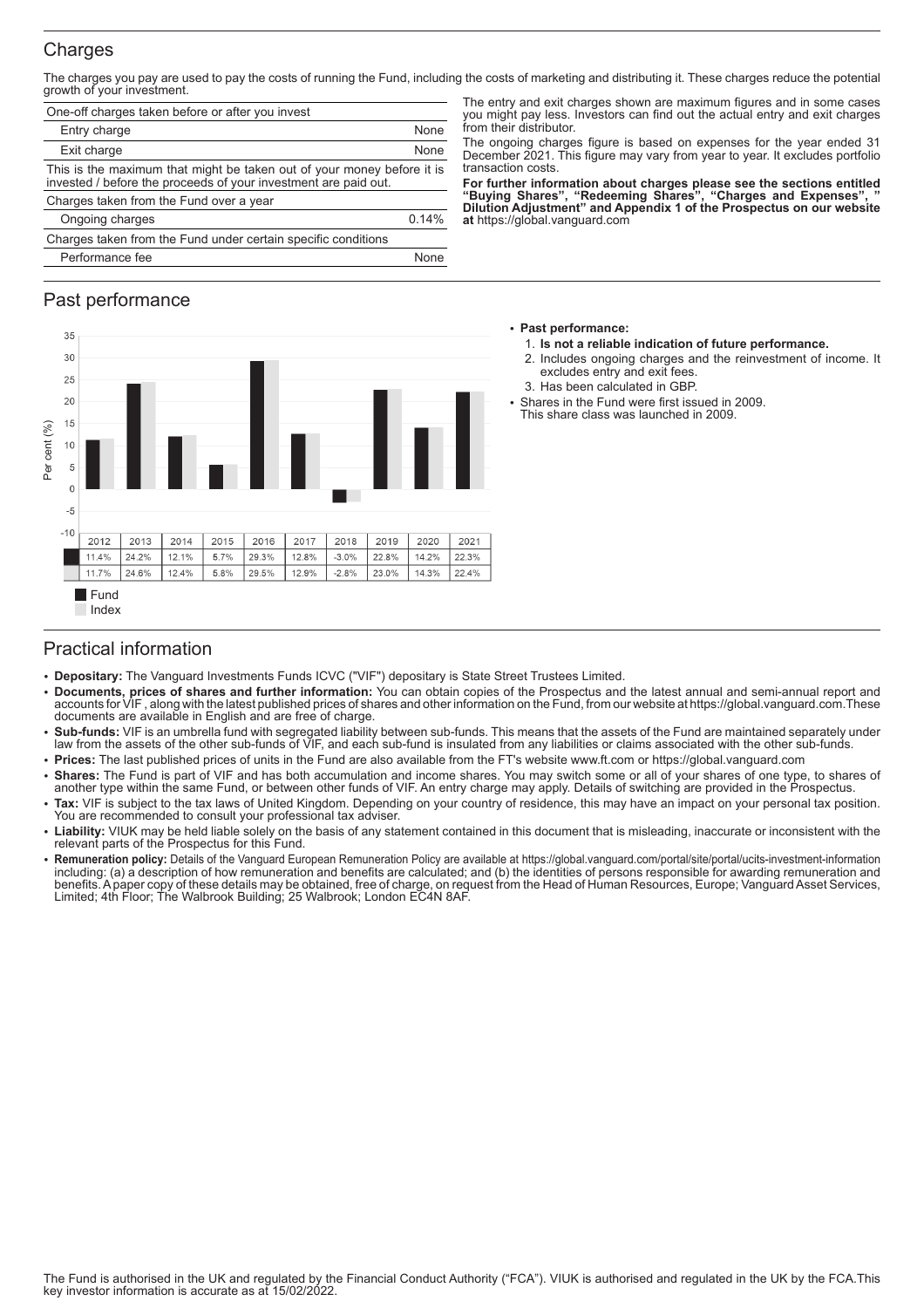## Charges

The charges you pay are used to pay the costs of running the Fund, including the costs of marketing and distributing it. These charges reduce the potential growth of your investment.

| | |
|---|---|
| One-off charges taken before or after you invest | |
| Entry charge | None |
| Exit charge | None |
| This is the maximum that might be taken out of your money before it is invested / before the proceeds of your investment are paid out. | |
| Charges taken from the Fund over a year | |
| Ongoing charges | 0.14% |
| Charges taken from the Fund under certain specific conditions | |
| Performance fee | None |

The entry and exit charges shown are maximum figures and in some cases you might pay less. Investors can find out the actual entry and exit charges from their distributor.

The ongoing charges figure is based on expenses for the year ended 31 December 2021. This figure may vary from year to year. It excludes portfolio transaction costs.

**For further information about charges please see the sections entitled "Buying Shares", "Redeeming Shares", "Charges and Expenses", " Dilution Adjustment" and Appendix 1 of the Prospectus on our website at** https://global.vanguard.com

## Past performance

Per cent (%)

35
30
25
20
15
10
5
0
-5
-10

2012 2013 2014 2015 2016 2017 2018 2019 2020 2021

Fund: 11.4% 24.2% 12.1% 5.7% 29.3% 12.8% -3.0% 22.8% 14.2% 22.3%

Index: 11.7% 24.6% 12.4% 5.8% 29.5% 12.9% -2.8% 23.0% 14.3% 22.4%

Fund
Index

- **Past performance:**
  1. **Is not a reliable indication of future performance.**
  2. Includes ongoing charges and the reinvestment of income. It excludes entry and exit fees.
  3. Has been calculated in GBP.
- Shares in the Fund were first issued in 2009. This share class was launched in 2009.

## Practical information

- **Depositary:** The Vanguard Investments Funds ICVC ("VIF") depositary is State Street Trustees Limited.
- **Documents, prices of shares and further information:** You can obtain copies of the Prospectus and the latest annual and semi-annual report and accounts for VIF , along with the latest published prices of shares and other information on the Fund, from our website at https://global.vanguard.com.These documents are available in English and are free of charge.
- **Sub-funds:** VIF is an umbrella fund with segregated liability between sub-funds. This means that the assets of the Fund are maintained separately under law from the assets of the other sub-funds of VIF, and each sub-fund is insulated from any liabilities or claims associated with the other sub-funds.
- **Prices:** The last published prices of units in the Fund are also available from the FT's website www.ft.com or https://global.vanguard.com
- **Shares:** The Fund is part of VIF and has both accumulation and income shares. You may switch some or all of your shares of one type, to shares of another type within the same Fund, or between other funds of VIF. An entry charge may apply. Details of switching are provided in the Prospectus.
- **Tax:** VIF is subject to the tax laws of United Kingdom. Depending on your country of residence, this may have an impact on your personal tax position. You are recommended to consult your professional tax adviser.
- **Liability:** VIUK may be held liable solely on the basis of any statement contained in this document that is misleading, inaccurate or inconsistent with the relevant parts of the Prospectus for this Fund.
- **Remuneration policy:** Details of the Vanguard European Remuneration Policy are available at https://global.vanguard.com/portal/site/portal/ucits-investment-information including: (a) a description of how remuneration and benefits are calculated; and (b) the identities of persons responsible for awarding remuneration and benefits. A paper copy of these details may be obtained, free of charge, on request from the Head of Human Resources, Europe; Vanguard Asset Services, Limited; 4th Floor; The Walbrook Building; 25 Walbrook; London EC4N 8AF.

The Fund is authorised in the UK and regulated by the Financial Conduct Authority ("FCA"). VIUK is authorised and regulated in the UK by the FCA.This key investor information is accurate as at 15/02/2022.